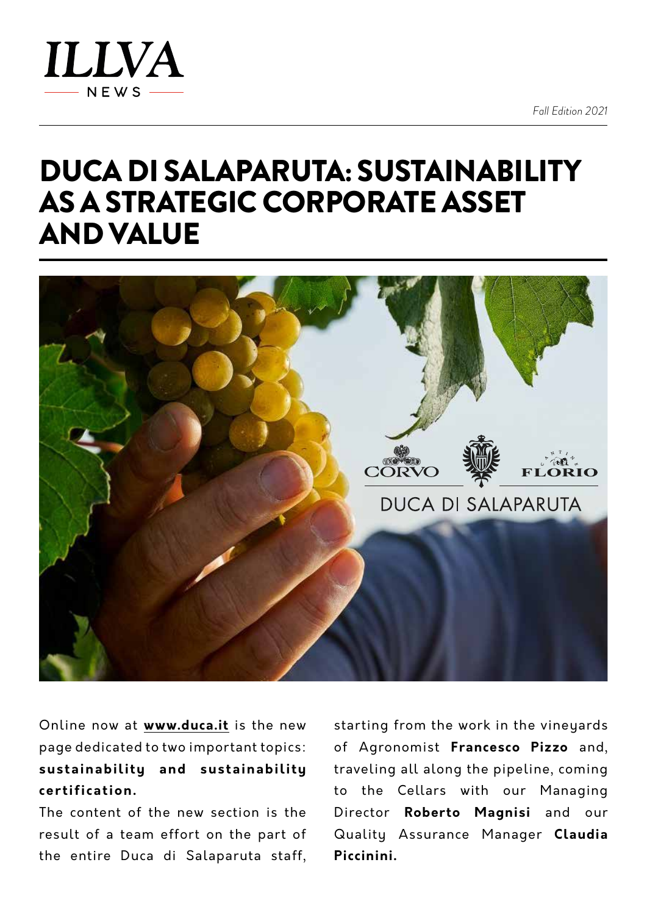ILLVA NEWS

*Fall Edition 2021*

# DUCA DI SALAPARUTA: SUSTAINABILITY AS A STRATEGIC CORPORATE ASSET AND VALUE

Online now at **www.duca.it** is the new page dedicated to two important topics: **sustainability and sustainability certification.**

The content of the new section is the result of a team effort on the part of the entire Duca di Salaparuta staff, starting from the work in the vineyards of Agronomist **Francesco Pizzo** and, traveling all along the pipeline, coming to the Cellars with our Managing Director **Roberto Magnisi** and our Quality Assurance Manager **Claudia Piccinini.**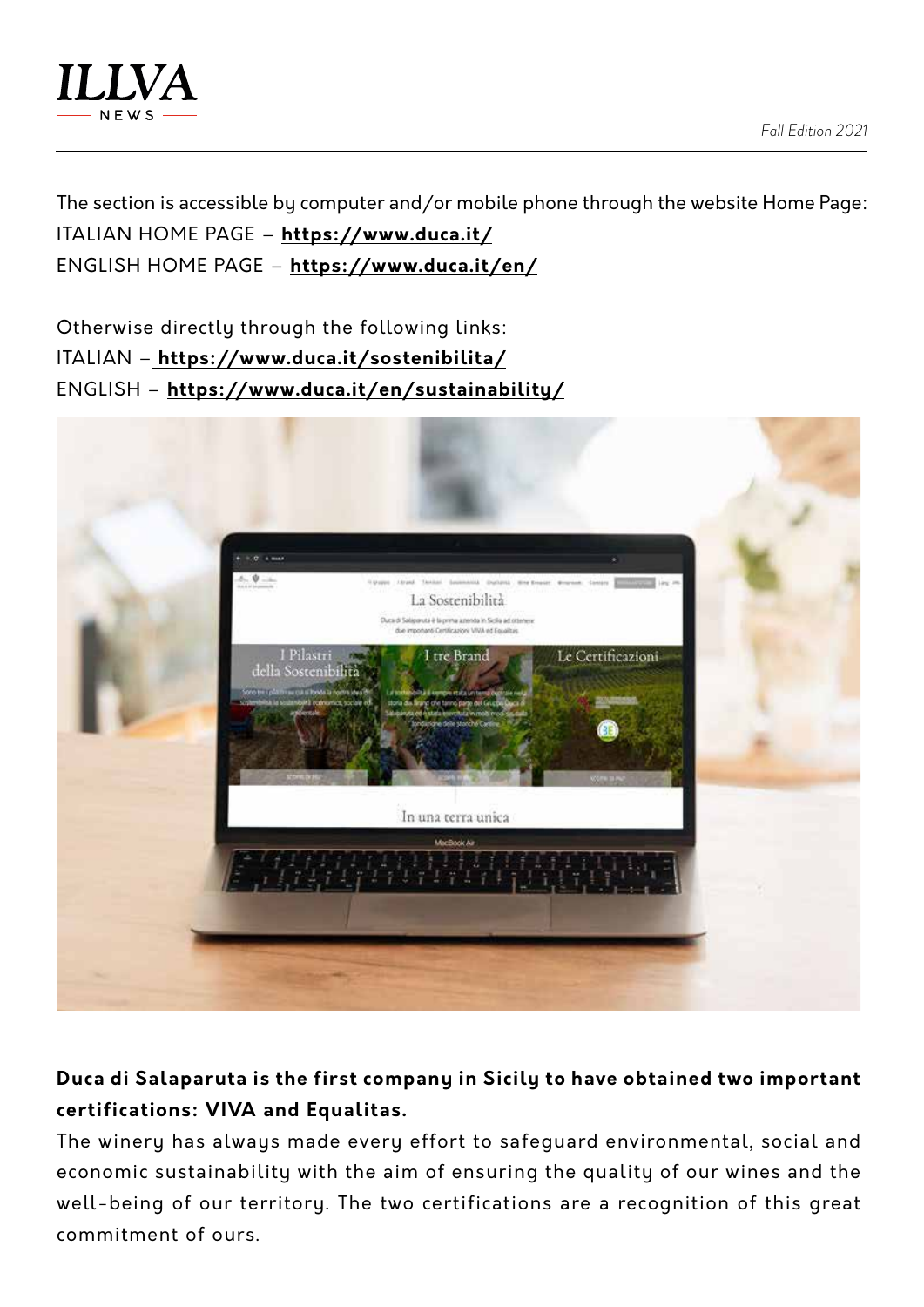The section is accessible by computer and/or mobile phone through the website Home Page:
ITALIAN HOME PAGE – **https://www.duca.it/**
ENGLISH HOME PAGE – **https://www.duca.it/en/**

Otherwise directly through the following links:
ITALIAN – **https://www.duca.it/sostenibilita/**
ENGLISH – **https://www.duca.it/en/sustainability/**

**Duca di Salaparuta is the first company in Sicily to have obtained two important certifications: VIVA and Equalitas.**
The winery has always made every effort to safeguard environmental, social and economic sustainability with the aim of ensuring the quality of our wines and the well-being of our territory. The two certifications are a recognition of this great commitment of ours.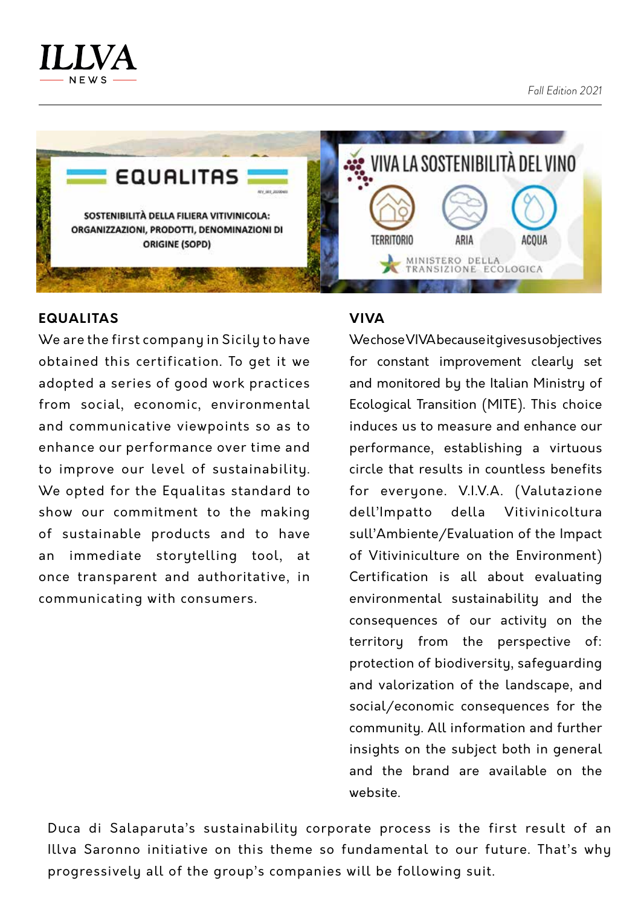## EQUALITAS

We are the first company in Sicily to have obtained this certification. To get it we adopted a series of good work practices from social, economic, environmental and communicative viewpoints so as to enhance our performance over time and to improve our level of sustainability. We opted for the Equalitas standard to show our commitment to the making of sustainable products and to have an immediate storytelling tool, at once transparent and authoritative, in communicating with consumers.

## VIVA

We chose VIVA because it gives us objectives for constant improvement clearly set and monitored by the Italian Ministry of Ecological Transition (MITE). This choice induces us to measure and enhance our performance, establishing a virtuous circle that results in countless benefits for everyone. V.I.V.A. (Valutazione dell'Impatto della Vitivinicoltura sull'Ambiente/Evaluation of the Impact of Vitiviniculture on the Environment) Certification is all about evaluating environmental sustainability and the consequences of our activity on the territory from the perspective of: protection of biodiversity, safeguarding and valorization of the landscape, and social/economic consequences for the community. All information and further insights on the subject both in general and the brand are available on the website.

Duca di Salaparuta's sustainability corporate process is the first result of an Illva Saronno initiative on this theme so fundamental to our future. That's why progressively all of the group's companies will be following suit.